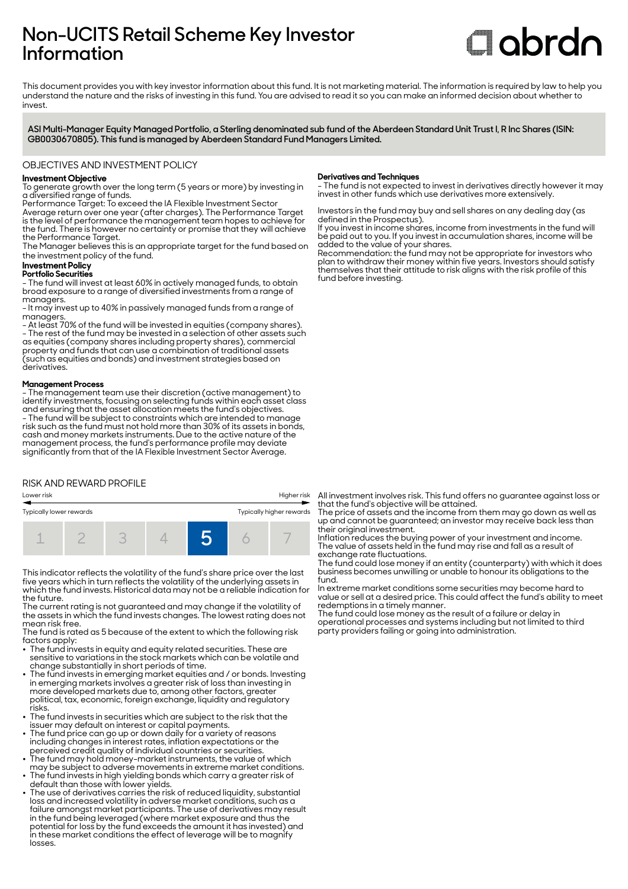# Non-UCITS Retail Scheme Key Investor Information

abrdn

This document provides you with key investor information about this fund. It is not marketing material. The information is required by law to help you understand the nature and the risks of investing in this fund. You are advised to read it so you can make an informed decision about whether to invest.

**ASI Multi-Manager Equity Managed Portfolio, a Sterling denominated sub fund of the Aberdeen Standard Unit Trust I, R Inc Shares (ISIN: GB0030670805). This fund is managed by Aberdeen Standard Fund Managers Limited.**

## OBJECTIVES AND INVESTMENT POLICY

**Investment Objective**

To generate growth over the long term (5 years or more) by investing in a diversified range of funds.

Performance Target: To exceed the IA Flexible Investment Sector Average return over one year (after charges). The Performance Target is the level of performance the management team hopes to achieve for the fund. There is however no certainty or promise that they will achieve the Performance Target.

The Manager believes this is an appropriate target for the fund based on the investment policy of the fund.

**Investment Policy**

**Portfolio Securities**

- The fund will invest at least 60% in actively managed funds, to obtain broad exposure to a range of diversified investments from a range of managers.
- It may invest up to 40% in passively managed funds from a range of managers.
- At least 70% of the fund will be invested in equities (company shares).
- The rest of the fund may be invested in a selection of other assets such as equities (company shares including property shares), commercial property and funds that can use a combination of traditional assets (such as equities and bonds) and investment strategies based on derivatives.

**Management Process**

- The management team use their discretion (active management) to identify investments, focusing on selecting funds within each asset class and ensuring that the asset allocation meets the fund's objectives.
- The fund will be subject to constraints which are intended to manage risk such as the fund must not hold more than 30% of its assets in bonds, cash and money markets instruments. Due to the active nature of the management process, the fund's performance profile may deviate significantly from that of the IA Flexible Investment Sector Average.

**Derivatives and Techniques**

- The fund is not expected to invest in derivatives directly however it may invest in other funds which use derivatives more extensively.

Investors in the fund may buy and sell shares on any dealing day (as defined in the Prospectus).

If you invest in income shares, income from investments in the fund will be paid out to you. If you invest in accumulation shares, income will be added to the value of your shares.

Recommendation: the fund may not be appropriate for investors who plan to withdraw their money within five years. Investors should satisfy themselves that their attitude to risk aligns with the risk profile of this fund before investing.

## RISK AND REWARD PROFILE

| Lower risk | | | | | | Higher risk |
|---|---|---|---|---|---|---|
| Typically lower rewards | | | | | | Typically higher rewards |
| 1 | 2 | 3 | 4 | **5** | 6 | 7 |

This indicator reflects the volatility of the fund's share price over the last five years which in turn reflects the volatility of the underlying assets in which the fund invests. Historical data may not be a reliable indication for the future.

The current rating is not guaranteed and may change if the volatility of the assets in which the fund invests changes. The lowest rating does not mean risk free.

The fund is rated as 5 because of the extent to which the following risk factors apply:

- The fund invests in equity and equity related securities. These are sensitive to variations in the stock markets which can be volatile and change substantially in short periods of time.
- The fund invests in emerging market equities and / or bonds. Investing in emerging markets involves a greater risk of loss than investing in more developed markets due to, among other factors, greater political, tax, economic, foreign exchange, liquidity and regulatory risks.
- The fund invests in securities which are subject to the risk that the issuer may default on interest or capital payments.
- The fund price can go up or down daily for a variety of reasons including changes in interest rates, inflation expectations or the perceived credit quality of individual countries or securities.
- The fund may hold money-market instruments, the value of which may be subject to adverse movements in extreme market conditions.
- The fund invests in high yielding bonds which carry a greater risk of default than those with lower yields.
- The use of derivatives carries the risk of reduced liquidity, substantial loss and increased volatility in adverse market conditions, such as a failure amongst market participants. The use of derivatives may result in the fund being leveraged (where market exposure and thus the potential for loss by the fund exceeds the amount it has invested) and in these market conditions the effect of leverage will be to magnify losses.

All investment involves risk. This fund offers no guarantee against loss or that the fund's objective will be attained.

The price of assets and the income from them may go down as well as up and cannot be guaranteed; an investor may receive back less than their original investment.

Inflation reduces the buying power of your investment and income.

The value of assets held in the fund may rise and fall as a result of exchange rate fluctuations.

The fund could lose money if an entity (counterparty) with which it does business becomes unwilling or unable to honour its obligations to the fund.

In extreme market conditions some securities may become hard to value or sell at a desired price. This could affect the fund's ability to meet redemptions in a timely manner.

The fund could lose money as the result of a failure or delay in operational processes and systems including but not limited to third party providers failing or going into administration.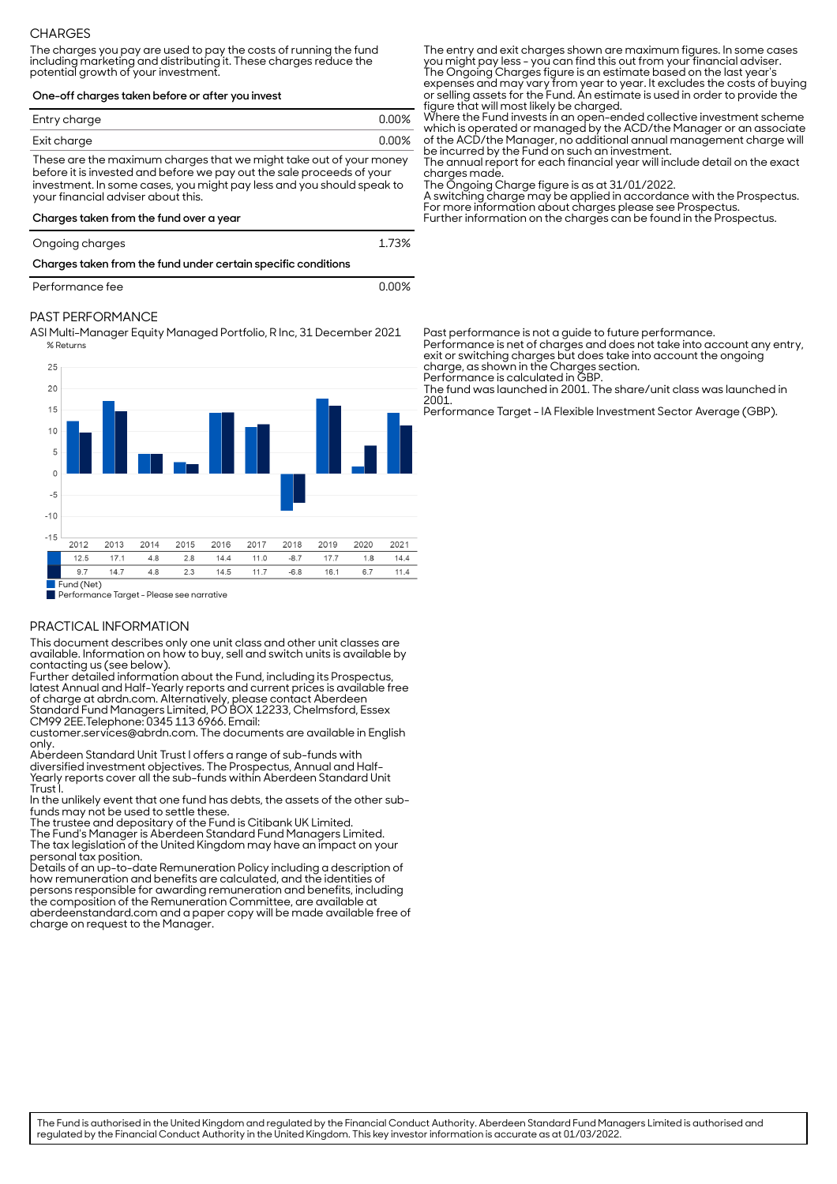## CHARGES

The charges you pay are used to pay the costs of running the fund including marketing and distributing it. These charges reduce the potential growth of your investment.

**One-off charges taken before or after you invest**

| | |
|---|---|
| Entry charge | 0.00% |
| Exit charge | 0.00% |

These are the maximum charges that we might take out of your money before it is invested and before we pay out the sale proceeds of your investment. In some cases, you might pay less and you should speak to your financial adviser about this.

**Charges taken from the fund over a year**

| | |
|---|---|
| Ongoing charges | 1.73% |

**Charges taken from the fund under certain specific conditions**

| | |
|---|---|
| Performance fee | 0.00% |

The entry and exit charges shown are maximum figures. In some cases you might pay less - you can find this out from your financial adviser.
The Ongoing Charges figure is an estimate based on the last year's expenses and may vary from year to year. It excludes the costs of buying or selling assets for the Fund. An estimate is used in order to provide the figure that will most likely be charged.
Where the Fund invests in an open-ended collective investment scheme which is operated or managed by the ACD/the Manager or an associate of the ACD/the Manager, no additional annual management charge will be incurred by the Fund on such an investment.
The annual report for each financial year will include detail on the exact charges made.
The Ongoing Charge figure is as at 31/01/2022.
A switching charge may be applied in accordance with the Prospectus. For more information about charges please see Prospectus.
Further information on the charges can be found in the Prospectus.

## PAST PERFORMANCE

ASI Multi-Manager Equity Managed Portfolio, R Inc, 31 December 2021

% Returns

25
20
15
10
5
0
-5
-10
-15

2012 2013 2014 2015 2016 2017 2018 2019 2020 2021

Fund (Net): 12.5 17.1 4.8 2.8 14.4 11.0 -8.7 17.7 1.8 14.4

Performance Target - Please see narrative: 9.7 14.7 4.8 2.3 14.5 11.7 -6.8 16.1 6.7 11.4

Past performance is not a guide to future performance.
Performance is net of charges and does not take into account any entry, exit or switching charges but does take into account the ongoing charge, as shown in the Charges section.
Performance is calculated in GBP.
The fund was launched in 2001. The share/unit class was launched in 2001.
Performance Target - IA Flexible Investment Sector Average (GBP).

## PRACTICAL INFORMATION

This document describes only one unit class and other unit classes are available. Information on how to buy, sell and switch units is available by contacting us (see below).
Further detailed information about the Fund, including its Prospectus, latest Annual and Half-Yearly reports and current prices is available free of charge at abrdn.com. Alternatively, please contact Aberdeen Standard Fund Managers Limited, PO BOX 12233, Chelmsford, Essex CM99 2EE.Telephone: 0345 113 6966. Email: customer.services@abrdn.com. The documents are available in English only.
Aberdeen Standard Unit Trust I offers a range of sub-funds with diversified investment objectives. The Prospectus, Annual and Half-Yearly reports cover all the sub-funds within Aberdeen Standard Unit Trust I.
In the unlikely event that one fund has debts, the assets of the other sub-funds may not be used to settle these.
The trustee and depositary of the Fund is Citibank UK Limited.
The Fund's Manager is Aberdeen Standard Fund Managers Limited.
The tax legislation of the United Kingdom may have an impact on your personal tax position.
Details of an up-to-date Remuneration Policy including a description of how remuneration and benefits are calculated, and the identities of persons responsible for awarding remuneration and benefits, including the composition of the Remuneration Committee, are available at aberdeenstandard.com and a paper copy will be made available free of charge on request to the Manager.

The Fund is authorised in the United Kingdom and regulated by the Financial Conduct Authority. Aberdeen Standard Fund Managers Limited is authorised and regulated by the Financial Conduct Authority in the United Kingdom. This key investor information is accurate as at 01/03/2022.